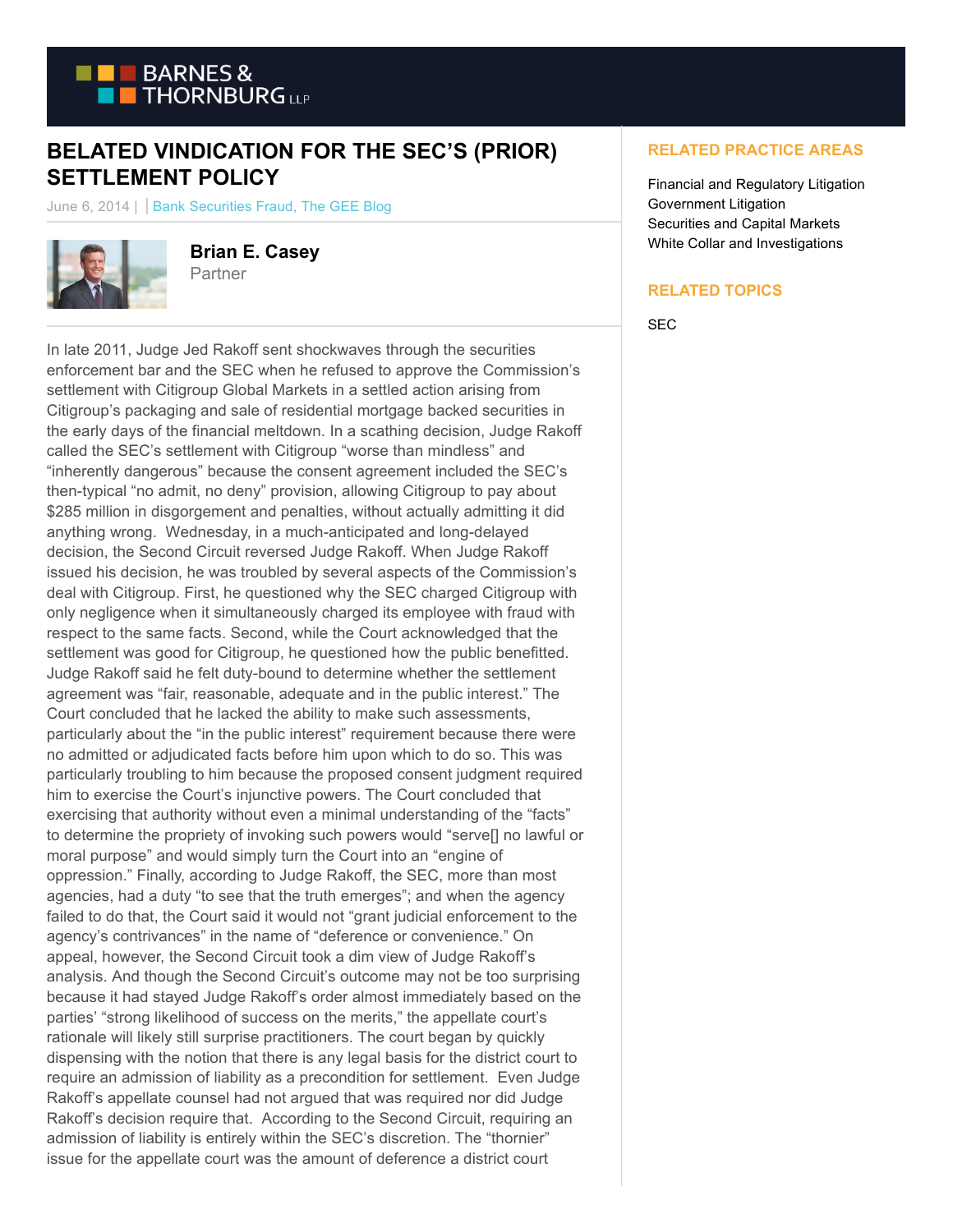# BELATED VINDICATION FOR THE SEC'S (PRIOR) SETTLEMENT POLICY

June 6, 2014 | | Bank Securities Fraud, The GEE Blog

**Brian E. Casey**
Partner

In late 2011, Judge Jed Rakoff sent shockwaves through the securities enforcement bar and the SEC when he refused to approve the Commission's settlement with Citigroup Global Markets in a settled action arising from Citigroup's packaging and sale of residential mortgage backed securities in the early days of the financial meltdown. In a scathing decision, Judge Rakoff called the SEC's settlement with Citigroup "worse than mindless" and "inherently dangerous" because the consent agreement included the SEC's then-typical "no admit, no deny" provision, allowing Citigroup to pay about $285 million in disgorgement and penalties, without actually admitting it did anything wrong. Wednesday, in a much-anticipated and long-delayed decision, the Second Circuit reversed Judge Rakoff. When Judge Rakoff issued his decision, he was troubled by several aspects of the Commission's deal with Citigroup. First, he questioned why the SEC charged Citigroup with only negligence when it simultaneously charged its employee with fraud with respect to the same facts. Second, while the Court acknowledged that the settlement was good for Citigroup, he questioned how the public benefitted. Judge Rakoff said he felt duty-bound to determine whether the settlement agreement was "fair, reasonable, adequate and in the public interest." The Court concluded that he lacked the ability to make such assessments, particularly about the "in the public interest" requirement because there were no admitted or adjudicated facts before him upon which to do so. This was particularly troubling to him because the proposed consent judgment required him to exercise the Court's injunctive powers. The Court concluded that exercising that authority without even a minimal understanding of the "facts" to determine the propriety of invoking such powers would "serve[] no lawful or moral purpose" and would simply turn the Court into an "engine of oppression." Finally, according to Judge Rakoff, the SEC, more than most agencies, had a duty "to see that the truth emerges"; and when the agency failed to do that, the Court said it would not "grant judicial enforcement to the agency's contrivances" in the name of "deference or convenience." On appeal, however, the Second Circuit took a dim view of Judge Rakoff's analysis. And though the Second Circuit's outcome may not be too surprising because it had stayed Judge Rakoff's order almost immediately based on the parties' "strong likelihood of success on the merits," the appellate court's rationale will likely still surprise practitioners. The court began by quickly dispensing with the notion that there is any legal basis for the district court to require an admission of liability as a precondition for settlement. Even Judge Rakoff's appellate counsel had not argued that was required nor did Judge Rakoff's decision require that. According to the Second Circuit, requiring an admission of liability is entirely within the SEC's discretion. The "thornier" issue for the appellate court was the amount of deference a district court

### RELATED PRACTICE AREAS

Financial and Regulatory Litigation
Government Litigation
Securities and Capital Markets
White Collar and Investigations

### RELATED TOPICS

SEC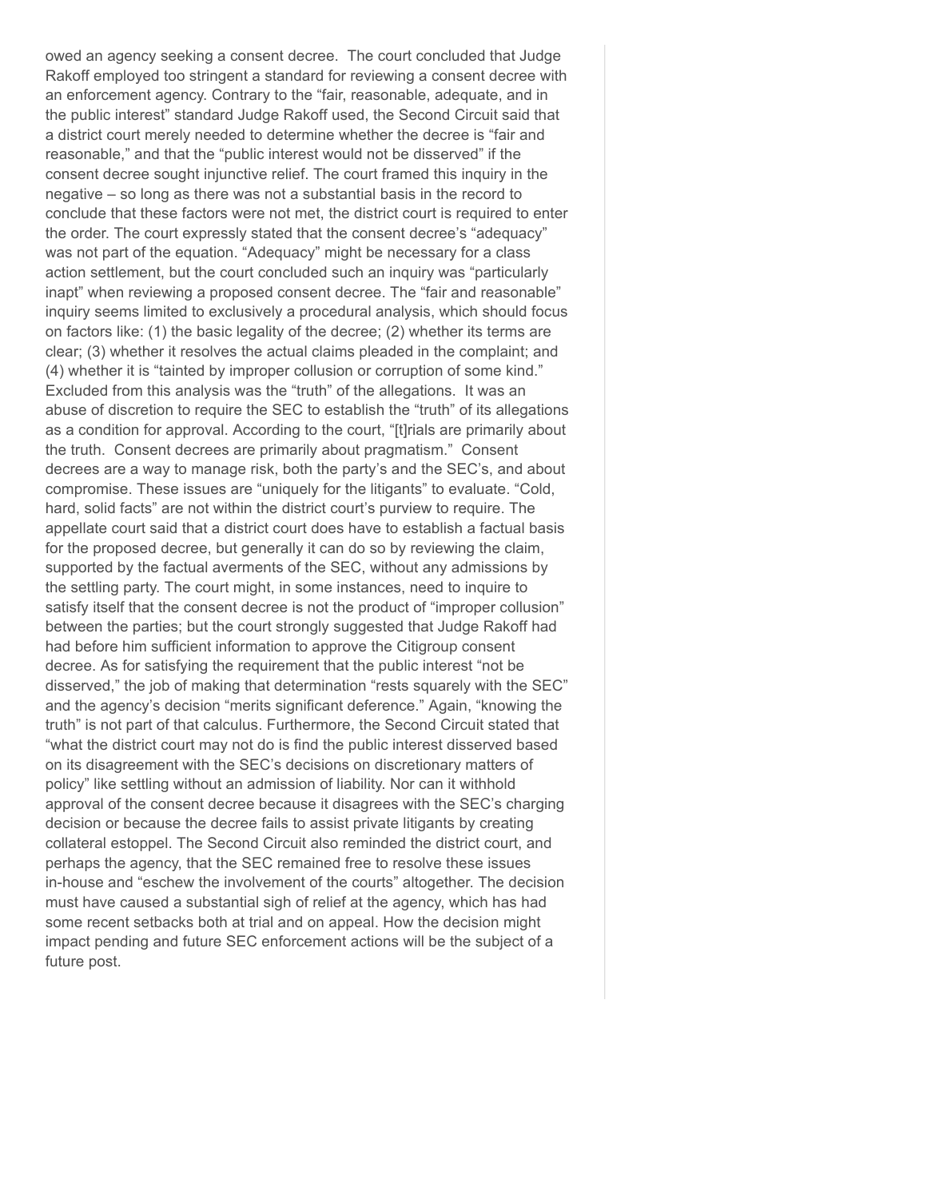owed an agency seeking a consent decree. The court concluded that Judge Rakoff employed too stringent a standard for reviewing a consent decree with an enforcement agency. Contrary to the "fair, reasonable, adequate, and in the public interest" standard Judge Rakoff used, the Second Circuit said that a district court merely needed to determine whether the decree is "fair and reasonable," and that the "public interest would not be disserved" if the consent decree sought injunctive relief. The court framed this inquiry in the negative – so long as there was not a substantial basis in the record to conclude that these factors were not met, the district court is required to enter the order. The court expressly stated that the consent decree's "adequacy" was not part of the equation. "Adequacy" might be necessary for a class action settlement, but the court concluded such an inquiry was "particularly inapt" when reviewing a proposed consent decree. The "fair and reasonable" inquiry seems limited to exclusively a procedural analysis, which should focus on factors like: (1) the basic legality of the decree; (2) whether its terms are clear; (3) whether it resolves the actual claims pleaded in the complaint; and (4) whether it is "tainted by improper collusion or corruption of some kind." Excluded from this analysis was the "truth" of the allegations. It was an abuse of discretion to require the SEC to establish the "truth" of its allegations as a condition for approval. According to the court, "[t]rials are primarily about the truth. Consent decrees are primarily about pragmatism." Consent decrees are a way to manage risk, both the party's and the SEC's, and about compromise. These issues are "uniquely for the litigants" to evaluate. "Cold, hard, solid facts" are not within the district court's purview to require. The appellate court said that a district court does have to establish a factual basis for the proposed decree, but generally it can do so by reviewing the claim, supported by the factual averments of the SEC, without any admissions by the settling party. The court might, in some instances, need to inquire to satisfy itself that the consent decree is not the product of "improper collusion" between the parties; but the court strongly suggested that Judge Rakoff had had before him sufficient information to approve the Citigroup consent decree. As for satisfying the requirement that the public interest "not be disserved," the job of making that determination "rests squarely with the SEC" and the agency's decision "merits significant deference." Again, "knowing the truth" is not part of that calculus. Furthermore, the Second Circuit stated that "what the district court may not do is find the public interest disserved based on its disagreement with the SEC's decisions on discretionary matters of policy" like settling without an admission of liability. Nor can it withhold approval of the consent decree because it disagrees with the SEC's charging decision or because the decree fails to assist private litigants by creating collateral estoppel. The Second Circuit also reminded the district court, and perhaps the agency, that the SEC remained free to resolve these issues in-house and "eschew the involvement of the courts" altogether. The decision must have caused a substantial sigh of relief at the agency, which has had some recent setbacks both at trial and on appeal. How the decision might impact pending and future SEC enforcement actions will be the subject of a future post.